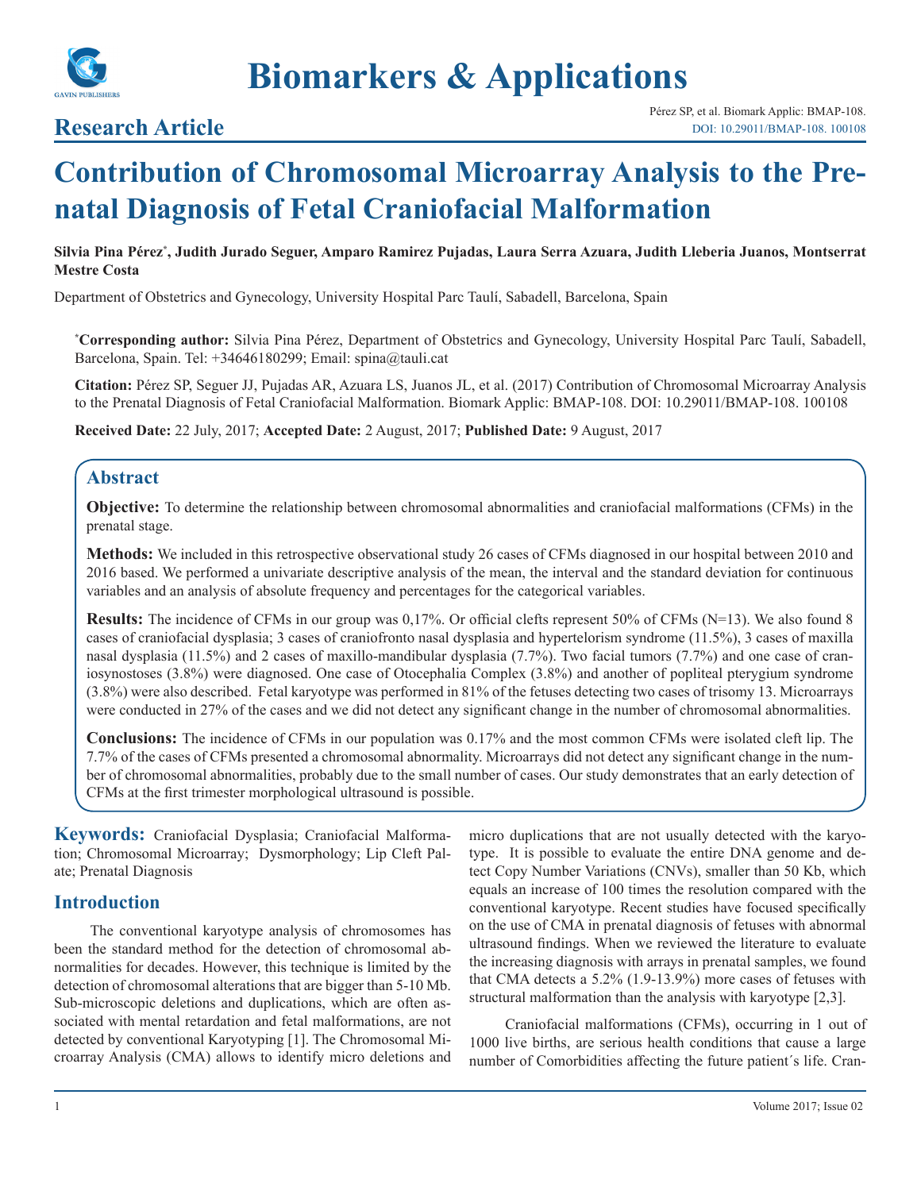# Contribution of Chromosomal Microarray Analysis to the Prenatal Diagnosis of Fetal Craniofacial Malformation

## Research Article

**Silvia Pina Pérez*, Judith Jurado Seguer, Amparo Ramirez Pujadas, Laura Serra Azuara, Judith Lleberia Juanos, Montserrat Mestre Costa**

Department of Obstetrics and Gynecology, University Hospital Parc Taulí, Sabadell, Barcelona, Spain

***Corresponding author:** Silvia Pina Pérez, Department of Obstetrics and Gynecology, University Hospital Parc Taulí, Sabadell, Barcelona, Spain. Tel: +34646180299; Email: spina@tauli.cat

**Citation:** Pérez SP, Seguer JJ, Pujadas AR, Azuara LS, Juanos JL, et al. (2017) Contribution of Chromosomal Microarray Analysis to the Prenatal Diagnosis of Fetal Craniofacial Malformation. Biomark Applic: BMAP-108. DOI: 10.29011/BMAP-108. 100108

**Received Date:** 22 July, 2017; **Accepted Date:** 2 August, 2017; **Published Date:** 9 August, 2017

## Abstract

**Objective:** To determine the relationship between chromosomal abnormalities and craniofacial malformations (CFMs) in the prenatal stage.

**Methods:** We included in this retrospective observational study 26 cases of CFMs diagnosed in our hospital between 2010 and 2016 based. We performed a univariate descriptive analysis of the mean, the interval and the standard deviation for continuous variables and an analysis of absolute frequency and percentages for the categorical variables.

**Results:** The incidence of CFMs in our group was 0,17%. Or official clefts represent 50% of CFMs (N=13). We also found 8 cases of craniofacial dysplasia; 3 cases of craniofronto nasal dysplasia and hypertelorism syndrome (11.5%), 3 cases of maxilla nasal dysplasia (11.5%) and 2 cases of maxillo-mandibular dysplasia (7.7%). Two facial tumors (7.7%) and one case of craniosynostoses (3.8%) were diagnosed. One case of Otocephalia Complex (3.8%) and another of popliteal pterygium syndrome (3.8%) were also described. Fetal karyotype was performed in 81% of the fetuses detecting two cases of trisomy 13. Microarrays were conducted in 27% of the cases and we did not detect any significant change in the number of chromosomal abnormalities.

**Conclusions:** The incidence of CFMs in our population was 0.17% and the most common CFMs were isolated cleft lip. The 7.7% of the cases of CFMs presented a chromosomal abnormality. Microarrays did not detect any significant change in the number of chromosomal abnormalities, probably due to the small number of cases. Our study demonstrates that an early detection of CFMs at the first trimester morphological ultrasound is possible.

**Keywords:** Craniofacial Dysplasia; Craniofacial Malformation; Chromosomal Microarray; Dysmorphology; Lip Cleft Palate; Prenatal Diagnosis

## Introduction

The conventional karyotype analysis of chromosomes has been the standard method for the detection of chromosomal abnormalities for decades. However, this technique is limited by the detection of chromosomal alterations that are bigger than 5-10 Mb. Sub-microscopic deletions and duplications, which are often associated with mental retardation and fetal malformations, are not detected by conventional Karyotyping [1]. The Chromosomal Microarray Analysis (CMA) allows to identify micro deletions and micro duplications that are not usually detected with the karyotype. It is possible to evaluate the entire DNA genome and detect Copy Number Variations (CNVs), smaller than 50 Kb, which equals an increase of 100 times the resolution compared with the conventional karyotype. Recent studies have focused specifically on the use of CMA in prenatal diagnosis of fetuses with abnormal ultrasound findings. When we reviewed the literature to evaluate the increasing diagnosis with arrays in prenatal samples, we found that CMA detects a 5.2% (1.9-13.9%) more cases of fetuses with structural malformation than the analysis with karyotype [2,3].

Craniofacial malformations (CFMs), occurring in 1 out of 1000 live births, are serious health conditions that cause a large number of Comorbidities affecting the future patient´s life. Cran-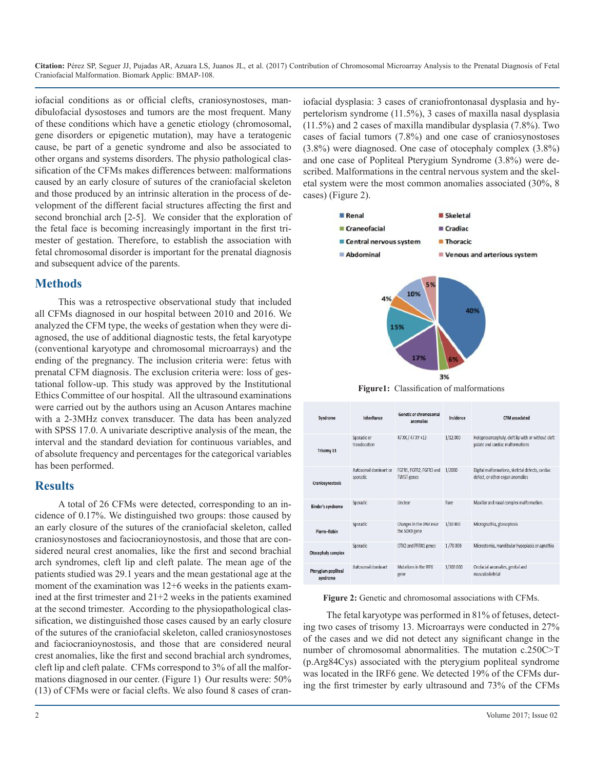iofacial conditions as or official clefts, craniosynostoses, mandibulofacial dysostoses and tumors are the most frequent. Many of these conditions which have a genetic etiology (chromosomal, gene disorders or epigenetic mutation), may have a teratogenic cause, be part of a genetic syndrome and also be associated to other organs and systems disorders. The physio pathological classification of the CFMs makes differences between: malformations caused by an early closure of sutures of the craniofacial skeleton and those produced by an intrinsic alteration in the process of development of the different facial structures affecting the first and second bronchial arch [2-5]. We consider that the exploration of the fetal face is becoming increasingly important in the first trimester of gestation. Therefore, to establish the association with fetal chromosomal disorder is important for the prenatal diagnosis and subsequent advice of the parents.

## Methods

This was a retrospective observational study that included all CFMs diagnosed in our hospital between 2010 and 2016. We analyzed the CFM type, the weeks of gestation when they were diagnosed, the use of additional diagnostic tests, the fetal karyotype (conventional karyotype and chromosomal microarrays) and the ending of the pregnancy. The inclusion criteria were: fetus with prenatal CFM diagnosis. The exclusion criteria were: loss of gestational follow-up. This study was approved by the Institutional Ethics Committee of our hospital. All the ultrasound examinations were carried out by the authors using an Acuson Antares machine with a 2-3MHz convex transducer. The data has been analyzed with SPSS 17.0. A univariate descriptive analysis of the mean, the interval and the standard deviation for continuous variables, and of absolute frequency and percentages for the categorical variables has been performed.

## Results

A total of 26 CFMs were detected, corresponding to an incidence of 0.17%. We distinguished two groups: those caused by an early closure of the sutures of the craniofacial skeleton, called craniosynostoses and faciocranioynostosis, and those that are considered neural crest anomalies, like the first and second brachial arch syndromes, cleft lip and cleft palate. The mean age of the patients studied was 29.1 years and the mean gestational age at the moment of the examination was 12+6 weeks in the patients examined at the first trimester and 21+2 weeks in the patients examined at the second trimester. According to the physiopathological classification, we distinguished those cases caused by an early closure of the sutures of the craniofacial skeleton, called craniosynostoses and faciocranioynostosis, and those that are considered neural crest anomalies, like the first and second brachial arch syndromes, cleft lip and cleft palate. CFMs correspond to 3% of all the malformations diagnosed in our center. (Figure 1) Our results were: 50% (13) of CFMs were or facial clefts. We also found 8 cases of craniofacial dysplasia: 3 cases of craniofrontonasal dysplasia and hypertelorism syndrome (11.5%), 3 cases of maxilla nasal dysplasia (11.5%) and 2 cases of maxilla mandibular dysplasia (7.8%). Two cases of facial tumors (7.8%) and one case of craniosynostoses (3.8%) were diagnosed. One case of otocephaly complex (3.8%) and one case of Popliteal Pterygium Syndrome (3.8%) were described. Malformations in the central nervous system and the skeletal system were the most common anomalies associated (30%, 8 cases) (Figure 2).

| Category | % |
|---|---|
| Renal | 40% |
| Skeletal | 6% |
| Craneofacial | 3% |
| Cradiac | 17% |
| Central nervous system | 15% |
| Thoracic | 4% |
| Abdominal | 10% |
| Venous and arterious system | 5% |

**Figure1:** Classification of malformations

| Syndrome | Inheritance | Genetic or chromosomal anomalies | Incidence | CFM associated |
|---|---|---|---|---|
| Trisomy 13 | Sporadic or translocation | 47 XX / 47 XY +13 | 1/12.000 | Holoprosencephaly, cleft lip with or without cleft palate and cardiac malformations |
| Craniosynostosis | Autosomal dominant or sporadic | FGFR1, FGFR2, FGFR3 and TWIST genes | 1/2000 | Digital malformations, skeletal defects, cardiac defect, or other organ anomalies |
| Binder's syndrome | Sporadic | Unclear | Rare | Maxillar and nasal complex malformation. |
| Pierre–Robin | Sporadic | Changes in the DNA near the SOX9 gene | 1/10 000 | Micrognathia, glossoptosis |
| Otocephaly complex | Sporadic | OTX2 and PRRX1 genes | 1 /70 000 | Microstomia, mandibular hypoplasia or agnathia |
| Pterygium popliteal syndrome | Autosomal dominant | Mutations in the IRF6 gene | 1/300 000 | Orofacial anomalies, genital and musculoskeletal |

**Figure 2:** Genetic and chromosomal associations with CFMs.

The fetal karyotype was performed in 81% of fetuses, detecting two cases of trisomy 13. Microarrays were conducted in 27% of the cases and we did not detect any significant change in the number of chromosomal abnormalities. The mutation c.250C>T (p.Arg84Cys) associated with the pterygium popliteal syndrome was located in the IRF6 gene. We detected 19% of the CFMs during the first trimester by early ultrasound and 73% of the CFMs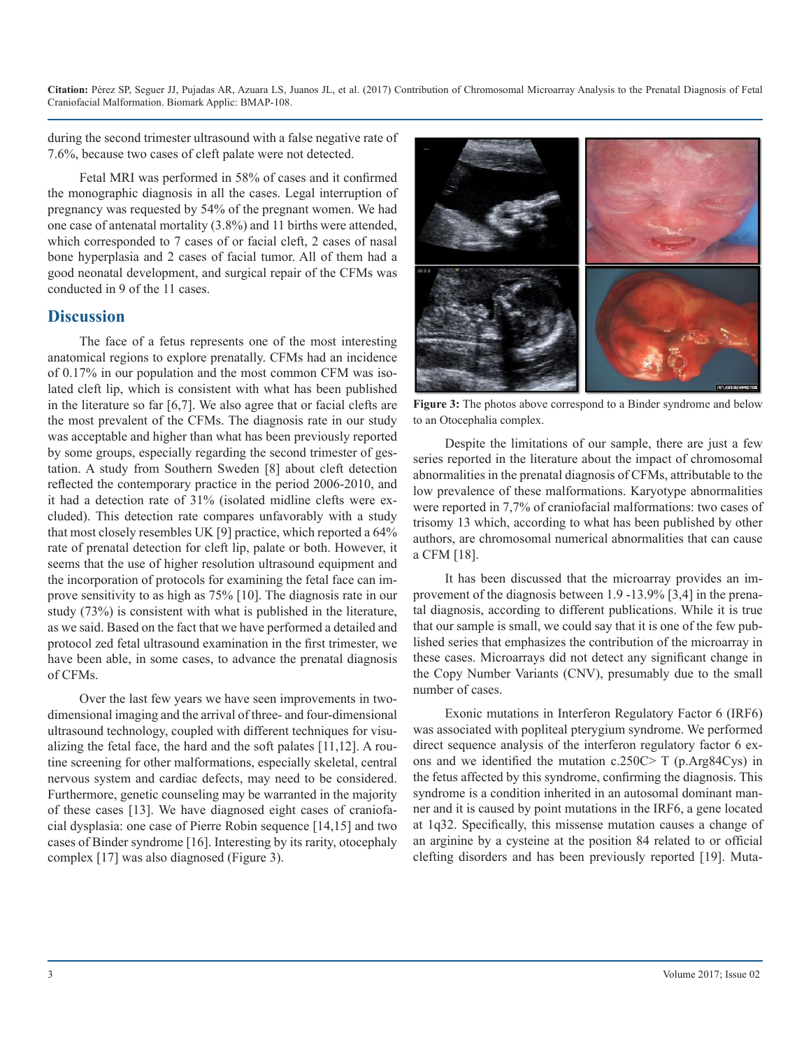during the second trimester ultrasound with a false negative rate of 7.6%, because two cases of cleft palate were not detected.

Fetal MRI was performed in 58% of cases and it confirmed the monographic diagnosis in all the cases. Legal interruption of pregnancy was requested by 54% of the pregnant women. We had one case of antenatal mortality (3.8%) and 11 births were attended, which corresponded to 7 cases of or facial cleft, 2 cases of nasal bone hyperplasia and 2 cases of facial tumor. All of them had a good neonatal development, and surgical repair of the CFMs was conducted in 9 of the 11 cases.

## Discussion

The face of a fetus represents one of the most interesting anatomical regions to explore prenatally. CFMs had an incidence of 0.17% in our population and the most common CFM was isolated cleft lip, which is consistent with what has been published in the literature so far [6,7]. We also agree that or facial clefts are the most prevalent of the CFMs. The diagnosis rate in our study was acceptable and higher than what has been previously reported by some groups, especially regarding the second trimester of gestation. A study from Southern Sweden [8] about cleft detection reflected the contemporary practice in the period 2006-2010, and it had a detection rate of 31% (isolated midline clefts were excluded). This detection rate compares unfavorably with a study that most closely resembles UK [9] practice, which reported a 64% rate of prenatal detection for cleft lip, palate or both. However, it seems that the use of higher resolution ultrasound equipment and the incorporation of protocols for examining the fetal face can improve sensitivity to as high as 75% [10]. The diagnosis rate in our study (73%) is consistent with what is published in the literature, as we said. Based on the fact that we have performed a detailed and protocol zed fetal ultrasound examination in the first trimester, we have been able, in some cases, to advance the prenatal diagnosis of CFMs.

Over the last few years we have seen improvements in two-dimensional imaging and the arrival of three- and four-dimensional ultrasound technology, coupled with different techniques for visualizing the fetal face, the hard and the soft palates [11,12]. A routine screening for other malformations, especially skeletal, central nervous system and cardiac defects, may need to be considered. Furthermore, genetic counseling may be warranted in the majority of these cases [13]. We have diagnosed eight cases of craniofacial dysplasia: one case of Pierre Robin sequence [14,15] and two cases of Binder syndrome [16]. Interesting by its rarity, otocephaly complex [17] was also diagnosed (Figure 3).

**Figure 3:** The photos above correspond to a Binder syndrome and below to an Otocephalia complex.

Despite the limitations of our sample, there are just a few series reported in the literature about the impact of chromosomal abnormalities in the prenatal diagnosis of CFMs, attributable to the low prevalence of these malformations. Karyotype abnormalities were reported in 7,7% of craniofacial malformations: two cases of trisomy 13 which, according to what has been published by other authors, are chromosomal numerical abnormalities that can cause a CFM [18].

It has been discussed that the microarray provides an improvement of the diagnosis between 1.9 -13.9% [3,4] in the prenatal diagnosis, according to different publications. While it is true that our sample is small, we could say that it is one of the few published series that emphasizes the contribution of the microarray in these cases. Microarrays did not detect any significant change in the Copy Number Variants (CNV), presumably due to the small number of cases.

Exonic mutations in Interferon Regulatory Factor 6 (IRF6) was associated with popliteal pterygium syndrome. We performed direct sequence analysis of the interferon regulatory factor 6 exons and we identified the mutation c.250C> T (p.Arg84Cys) in the fetus affected by this syndrome, confirming the diagnosis. This syndrome is a condition inherited in an autosomal dominant manner and it is caused by point mutations in the IRF6, a gene located at 1q32. Specifically, this missense mutation causes a change of an arginine by a cysteine at the position 84 related to or official clefting disorders and has been previously reported [19]. Muta-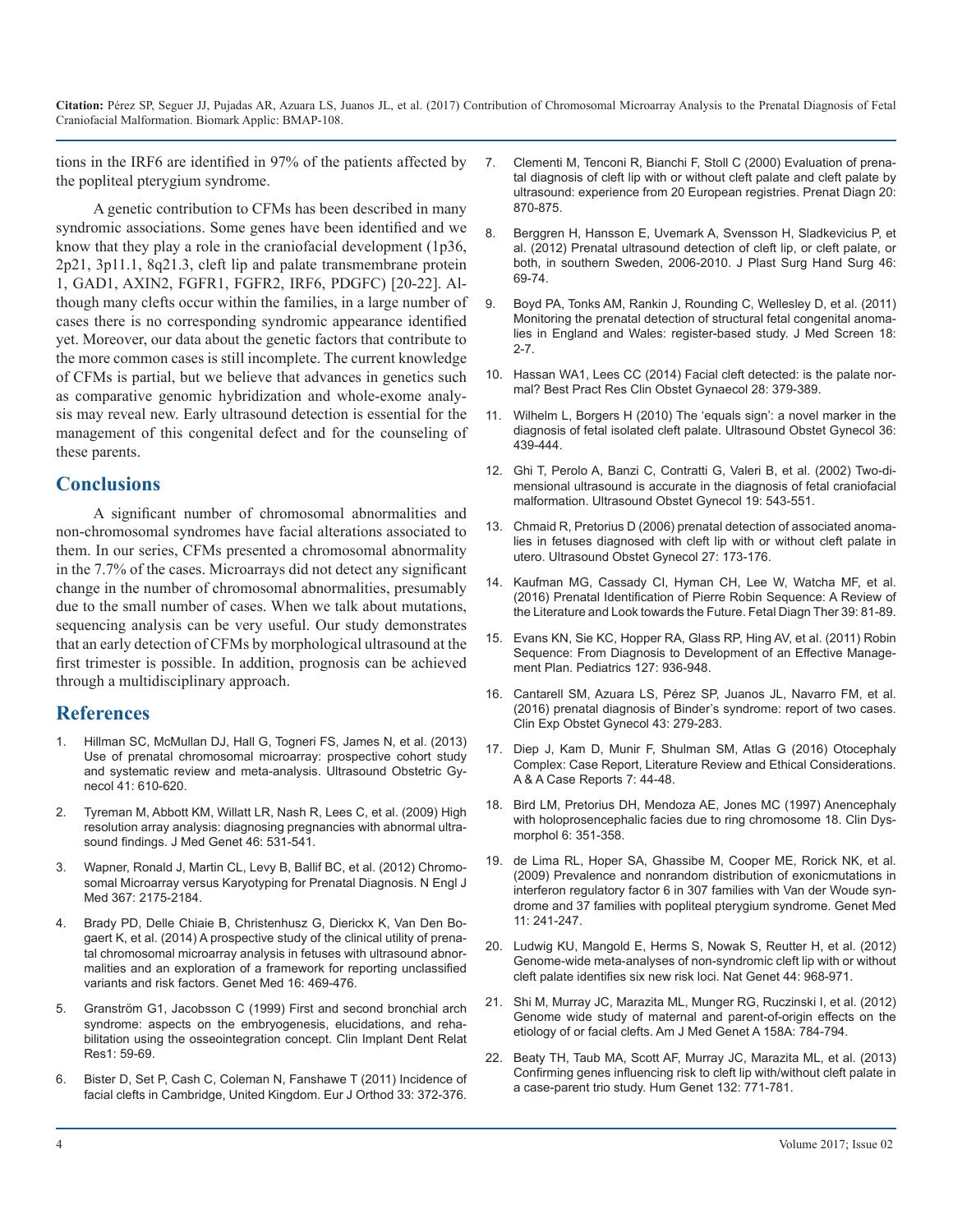tions in the IRF6 are identified in 97% of the patients affected by the popliteal pterygium syndrome.

A genetic contribution to CFMs has been described in many syndromic associations. Some genes have been identified and we know that they play a role in the craniofacial development (1p36, 2p21, 3p11.1, 8q21.3, cleft lip and palate transmembrane protein 1, GAD1, AXIN2, FGFR1, FGFR2, IRF6, PDGFC) [20-22]. Although many clefts occur within the families, in a large number of cases there is no corresponding syndromic appearance identified yet. Moreover, our data about the genetic factors that contribute to the more common cases is still incomplete. The current knowledge of CFMs is partial, but we believe that advances in genetics such as comparative genomic hybridization and whole-exome analysis may reveal new. Early ultrasound detection is essential for the management of this congenital defect and for the counseling of these parents.

## Conclusions

A significant number of chromosomal abnormalities and non-chromosomal syndromes have facial alterations associated to them. In our series, CFMs presented a chromosomal abnormality in the 7.7% of the cases. Microarrays did not detect any significant change in the number of chromosomal abnormalities, presumably due to the small number of cases. When we talk about mutations, sequencing analysis can be very useful. Our study demonstrates that an early detection of CFMs by morphological ultrasound at the first trimester is possible. In addition, prognosis can be achieved through a multidisciplinary approach.

## References

1. Hillman SC, McMullan DJ, Hall G, Togneri FS, James N, et al. (2013) Use of prenatal chromosomal microarray: prospective cohort study and systematic review and meta-analysis. Ultrasound Obstetric Gynecol 41: 610-620.
2. Tyreman M, Abbott KM, Willatt LR, Nash R, Lees C, et al. (2009) High resolution array analysis: diagnosing pregnancies with abnormal ultrasound findings. J Med Genet 46: 531-541.
3. Wapner, Ronald J, Martin CL, Levy B, Ballif BC, et al. (2012) Chromosomal Microarray versus Karyotyping for Prenatal Diagnosis. N Engl J Med 367: 2175-2184.
4. Brady PD, Delle Chiaie B, Christenhusz G, Dierickx K, Van Den Bogaert K, et al. (2014) A prospective study of the clinical utility of prenatal chromosomal microarray analysis in fetuses with ultrasound abnormalities and an exploration of a framework for reporting unclassified variants and risk factors. Genet Med 16: 469-476.
5. Granström G1, Jacobsson C (1999) First and second bronchial arch syndrome: aspects on the embryogenesis, elucidations, and rehabilitation using the osseointegration concept. Clin Implant Dent Relat Res1: 59-69.
6. Bister D, Set P, Cash C, Coleman N, Fanshawe T (2011) Incidence of facial clefts in Cambridge, United Kingdom. Eur J Orthod 33: 372-376.
7. Clementi M, Tenconi R, Bianchi F, Stoll C (2000) Evaluation of prenatal diagnosis of cleft lip with or without cleft palate and cleft palate by ultrasound: experience from 20 European registries. Prenat Diagn 20: 870-875.
8. Berggren H, Hansson E, Uvemark A, Svensson H, Sladkevicius P, et al. (2012) Prenatal ultrasound detection of cleft lip, or cleft palate, or both, in southern Sweden, 2006-2010. J Plast Surg Hand Surg 46: 69-74.
9. Boyd PA, Tonks AM, Rankin J, Rounding C, Wellesley D, et al. (2011) Monitoring the prenatal detection of structural fetal congenital anomalies in England and Wales: register-based study. J Med Screen 18: 2-7.
10. Hassan WA1, Lees CC (2014) Facial cleft detected: is the palate normal? Best Pract Res Clin Obstet Gynaecol 28: 379-389.
11. Wilhelm L, Borgers H (2010) The 'equals sign': a novel marker in the diagnosis of fetal isolated cleft palate. Ultrasound Obstet Gynecol 36: 439-444.
12. Ghi T, Perolo A, Banzi C, Contratti G, Valeri B, et al. (2002) Two-dimensional ultrasound is accurate in the diagnosis of fetal craniofacial malformation. Ultrasound Obstet Gynecol 19: 543-551.
13. Chmaid R, Pretorius D (2006) prenatal detection of associated anomalies in fetuses diagnosed with cleft lip with or without cleft palate in utero. Ultrasound Obstet Gynecol 27: 173-176.
14. Kaufman MG, Cassady CI, Hyman CH, Lee W, Watcha MF, et al. (2016) Prenatal Identification of Pierre Robin Sequence: A Review of the Literature and Look towards the Future. Fetal Diagn Ther 39: 81-89.
15. Evans KN, Sie KC, Hopper RA, Glass RP, Hing AV, et al. (2011) Robin Sequence: From Diagnosis to Development of an Effective Management Plan. Pediatrics 127: 936-948.
16. Cantarell SM, Azuara LS, Pérez SP, Juanos JL, Navarro FM, et al. (2016) prenatal diagnosis of Binder's syndrome: report of two cases. Clin Exp Obstet Gynecol 43: 279-283.
17. Diep J, Kam D, Munir F, Shulman SM, Atlas G (2016) Otocephaly Complex: Case Report, Literature Review and Ethical Considerations. A & A Case Reports 7: 44-48.
18. Bird LM, Pretorius DH, Mendoza AE, Jones MC (1997) Anencephaly with holoprosencephalic facies due to ring chromosome 18. Clin Dysmorphol 6: 351-358.
19. de Lima RL, Hoper SA, Ghassibe M, Cooper ME, Rorick NK, et al. (2009) Prevalence and nonrandom distribution of exonicmutations in interferon regulatory factor 6 in 307 families with Van der Woude syndrome and 37 families with popliteal pterygium syndrome. Genet Med 11: 241-247.
20. Ludwig KU, Mangold E, Herms S, Nowak S, Reutter H, et al. (2012) Genome-wide meta-analyses of non-syndromic cleft lip with or without cleft palate identifies six new risk loci. Nat Genet 44: 968-971.
21. Shi M, Murray JC, Marazita ML, Munger RG, Ruczinski I, et al. (2012) Genome wide study of maternal and parent-of-origin effects on the etiology of or facial clefts. Am J Med Genet A 158A: 784-794.
22. Beaty TH, Taub MA, Scott AF, Murray JC, Marazita ML, et al. (2013) Confirming genes influencing risk to cleft lip with/without cleft palate in a case-parent trio study. Hum Genet 132: 771-781.